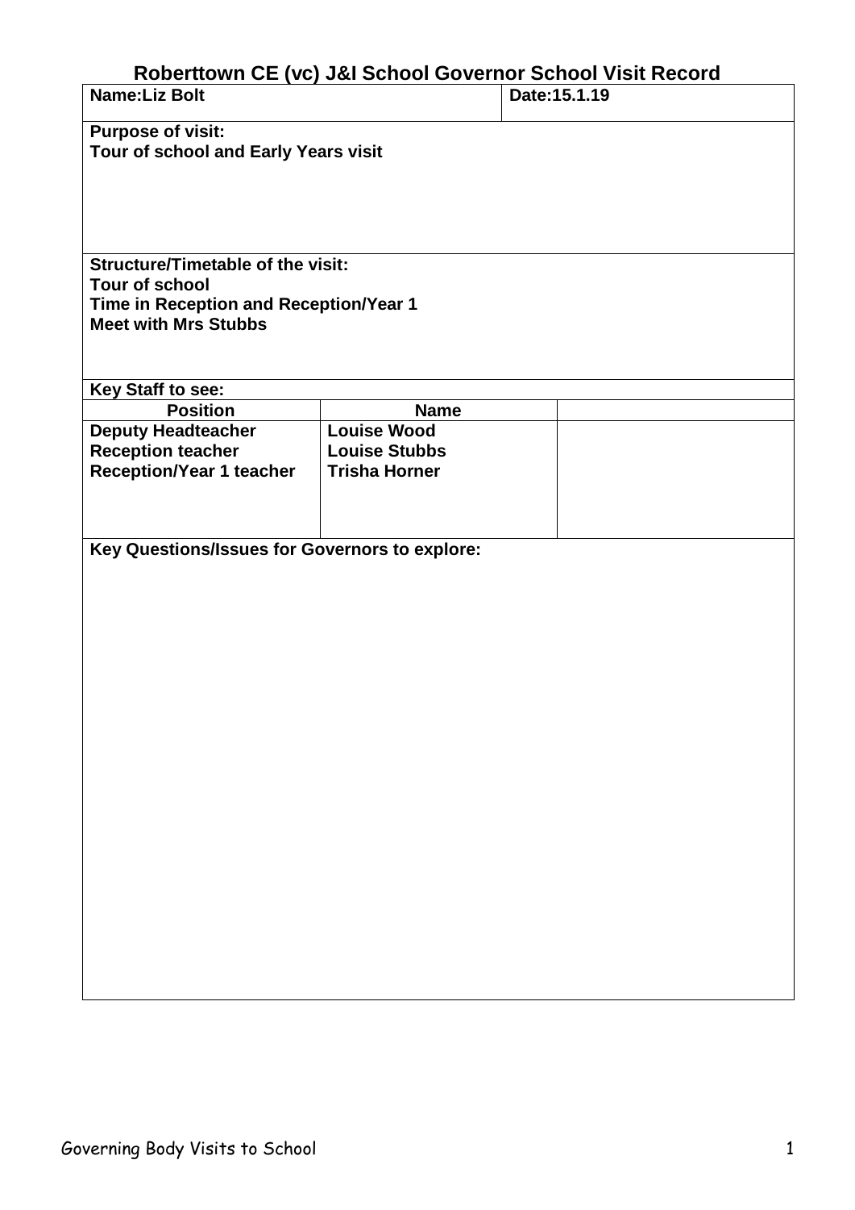# Roberttown CE (vc) J&I School Governor School Visit Record

**Name:Liz Bolt**

**Date:15.1.19**

**Purpose of visit:**
**Tour of school and Early Years visit**

**Structure/Timetable of the visit:**
**Tour of school**
**Time in Reception and Reception/Year 1**
**Meet with Mrs Stubbs**

**Key Staff to see:**

| Position | Name | |
|---|---|---|
| Deputy Headteacher | Louise Wood | |
| Reception teacher | Louise Stubbs | |
| Reception/Year 1 teacher | Trisha Horner | |

**Key Questions/Issues for Governors to explore:**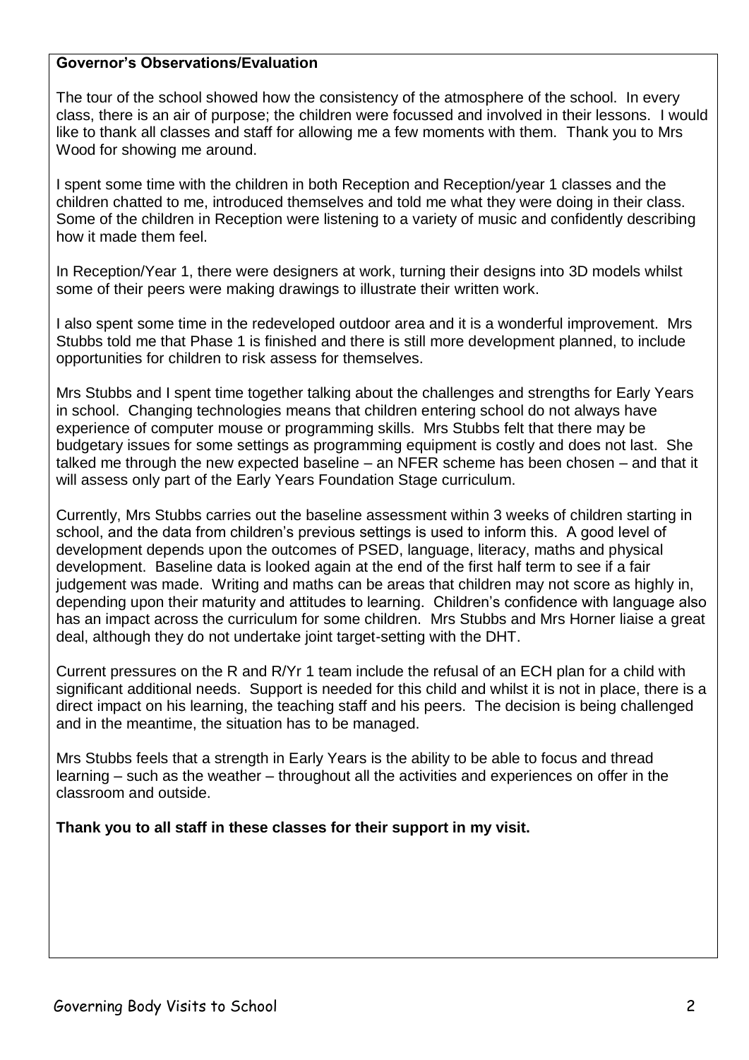**Governor's Observations/Evaluation**

The tour of the school showed how the consistency of the atmosphere of the school. In every class, there is an air of purpose; the children were focussed and involved in their lessons. I would like to thank all classes and staff for allowing me a few moments with them. Thank you to Mrs Wood for showing me around.

I spent some time with the children in both Reception and Reception/year 1 classes and the children chatted to me, introduced themselves and told me what they were doing in their class. Some of the children in Reception were listening to a variety of music and confidently describing how it made them feel.

In Reception/Year 1, there were designers at work, turning their designs into 3D models whilst some of their peers were making drawings to illustrate their written work.

I also spent some time in the redeveloped outdoor area and it is a wonderful improvement. Mrs Stubbs told me that Phase 1 is finished and there is still more development planned, to include opportunities for children to risk assess for themselves.

Mrs Stubbs and I spent time together talking about the challenges and strengths for Early Years in school. Changing technologies means that children entering school do not always have experience of computer mouse or programming skills. Mrs Stubbs felt that there may be budgetary issues for some settings as programming equipment is costly and does not last. She talked me through the new expected baseline – an NFER scheme has been chosen – and that it will assess only part of the Early Years Foundation Stage curriculum.

Currently, Mrs Stubbs carries out the baseline assessment within 3 weeks of children starting in school, and the data from children's previous settings is used to inform this. A good level of development depends upon the outcomes of PSED, language, literacy, maths and physical development. Baseline data is looked again at the end of the first half term to see if a fair judgement was made. Writing and maths can be areas that children may not score as highly in, depending upon their maturity and attitudes to learning. Children's confidence with language also has an impact across the curriculum for some children. Mrs Stubbs and Mrs Horner liaise a great deal, although they do not undertake joint target-setting with the DHT.

Current pressures on the R and R/Yr 1 team include the refusal of an ECH plan for a child with significant additional needs. Support is needed for this child and whilst it is not in place, there is a direct impact on his learning, the teaching staff and his peers. The decision is being challenged and in the meantime, the situation has to be managed.

Mrs Stubbs feels that a strength in Early Years is the ability to be able to focus and thread learning – such as the weather – throughout all the activities and experiences on offer in the classroom and outside.

**Thank you to all staff in these classes for their support in my visit.**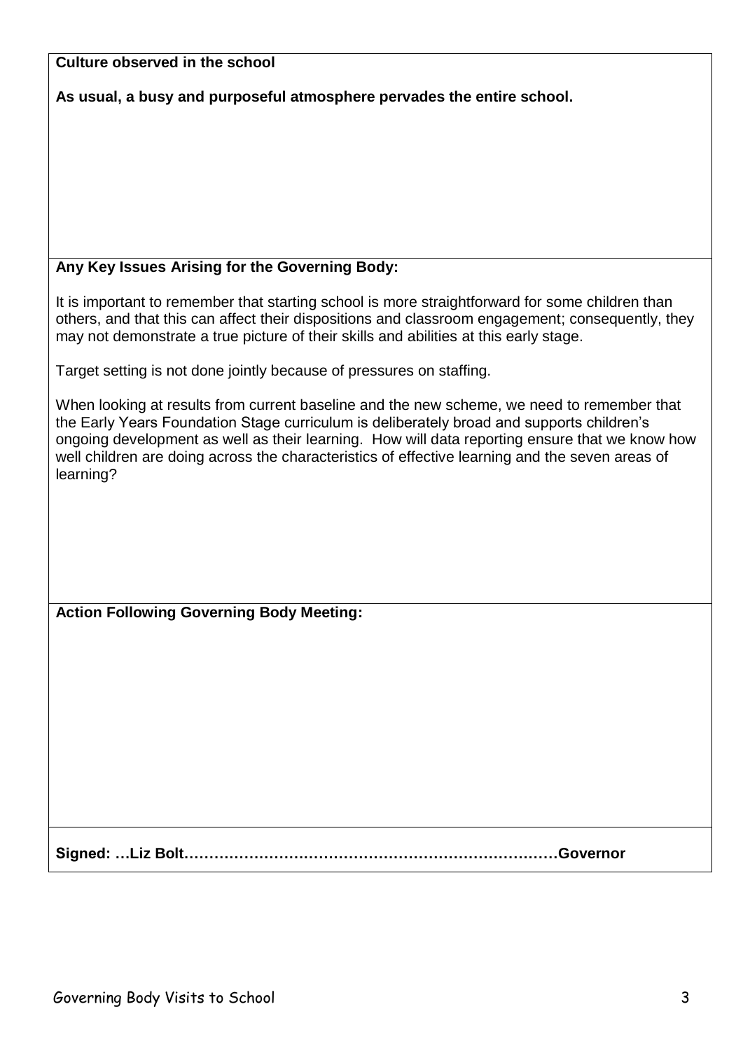**Culture observed in the school**

**As usual, a busy and purposeful atmosphere pervades the entire school.**

**Any Key Issues Arising for the Governing Body:**

It is important to remember that starting school is more straightforward for some children than others, and that this can affect their dispositions and classroom engagement; consequently, they may not demonstrate a true picture of their skills and abilities at this early stage.

Target setting is not done jointly because of pressures on staffing.

When looking at results from current baseline and the new scheme, we need to remember that the Early Years Foundation Stage curriculum is deliberately broad and supports children's ongoing development as well as their learning. How will data reporting ensure that we know how well children are doing across the characteristics of effective learning and the seven areas of learning?

**Action Following Governing Body Meeting:**

**Signed: …Liz Bolt……………………………………………………………….Governor**